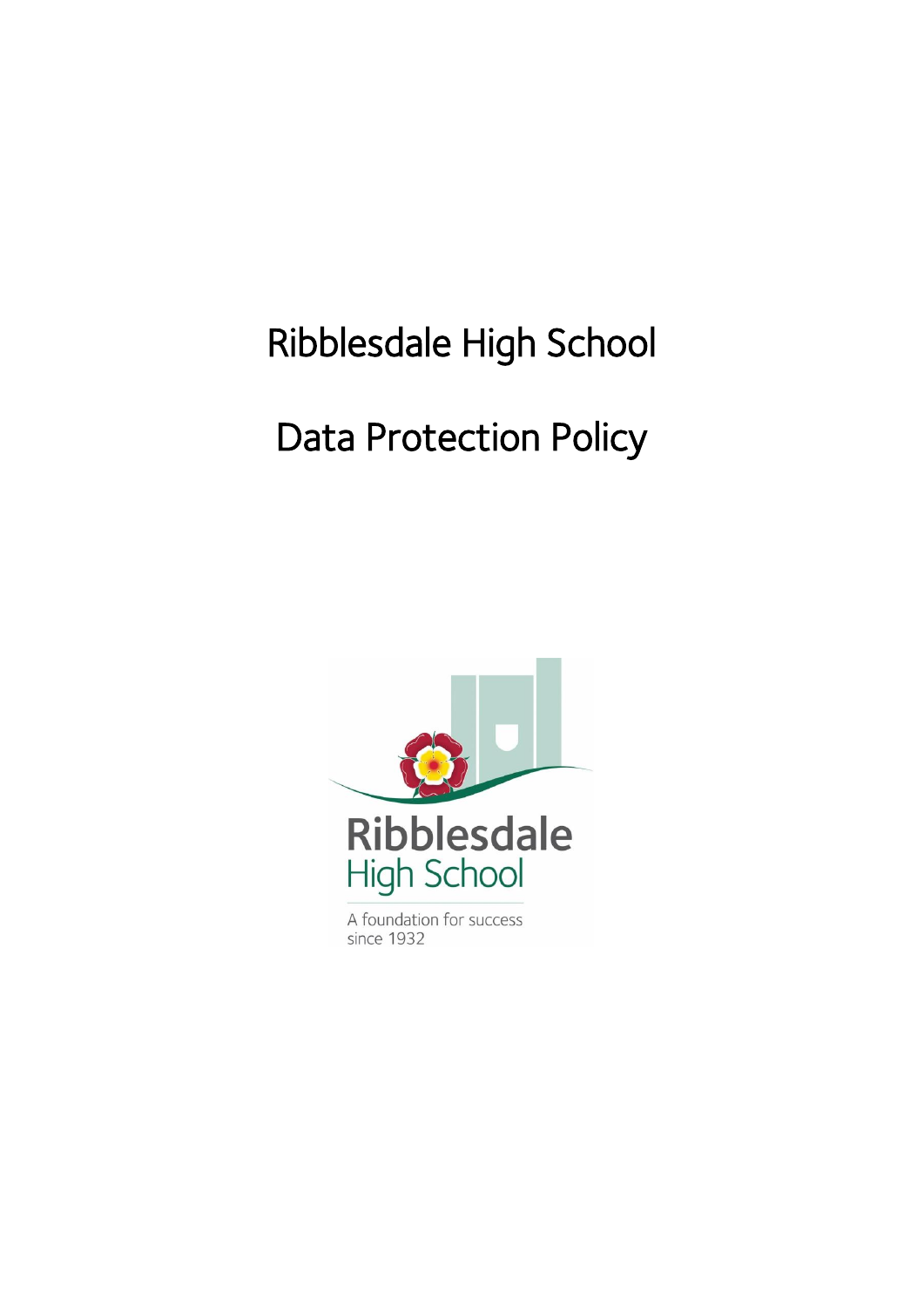# Ribblesdale High School

# Data Protection Policy

Ribblesdale
High School

A foundation for success
since 1932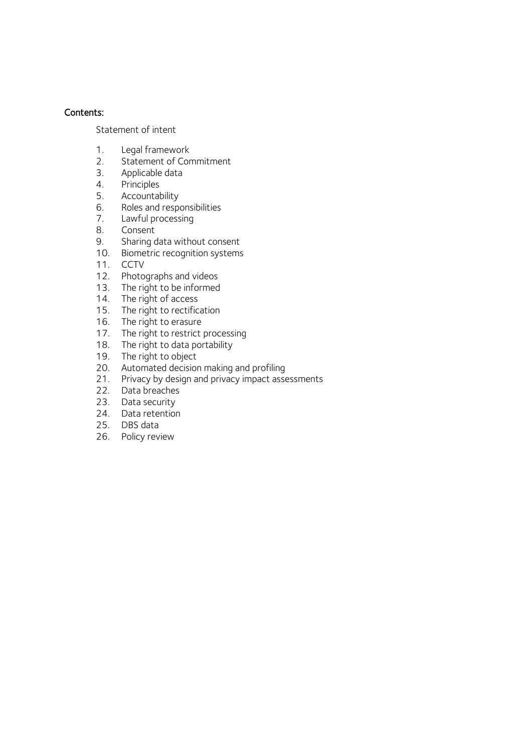**Contents:**

Statement of intent

1. Legal framework
2. Statement of Commitment
3. Applicable data
4. Principles
5. Accountability
6. Roles and responsibilities
7. Lawful processing
8. Consent
9. Sharing data without consent
10. Biometric recognition systems
11. CCTV
12. Photographs and videos
13. The right to be informed
14. The right of access
15. The right to rectification
16. The right to erasure
17. The right to restrict processing
18. The right to data portability
19. The right to object
20. Automated decision making and profiling
21. Privacy by design and privacy impact assessments
22. Data breaches
23. Data security
24. Data retention
25. DBS data
26. Policy review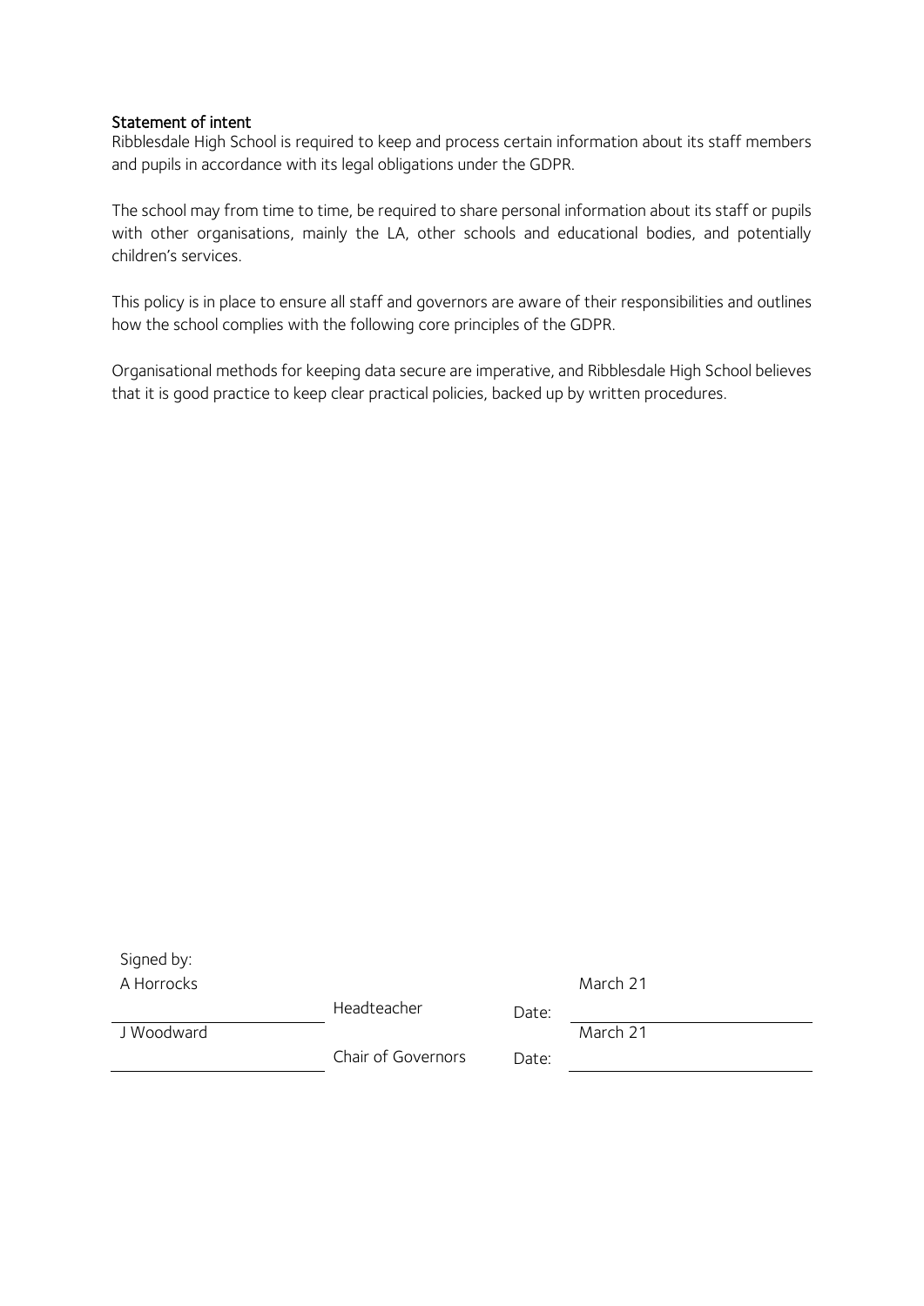## Statement of intent

Ribblesdale High School is required to keep and process certain information about its staff members and pupils in accordance with its legal obligations under the GDPR.

The school may from time to time, be required to share personal information about its staff or pupils with other organisations, mainly the LA, other schools and educational bodies, and potentially children's services.

This policy is in place to ensure all staff and governors are aware of their responsibilities and outlines how the school complies with the following core principles of the GDPR.

Organisational methods for keeping data secure are imperative, and Ribblesdale High School believes that it is good practice to keep clear practical policies, backed up by written procedures.

Signed by:

| Name | Role | | Date |
|---|---|---|---|
| A Horrocks | Headteacher | Date: | March 21 |
| J Woodward | Chair of Governors | Date: | March 21 |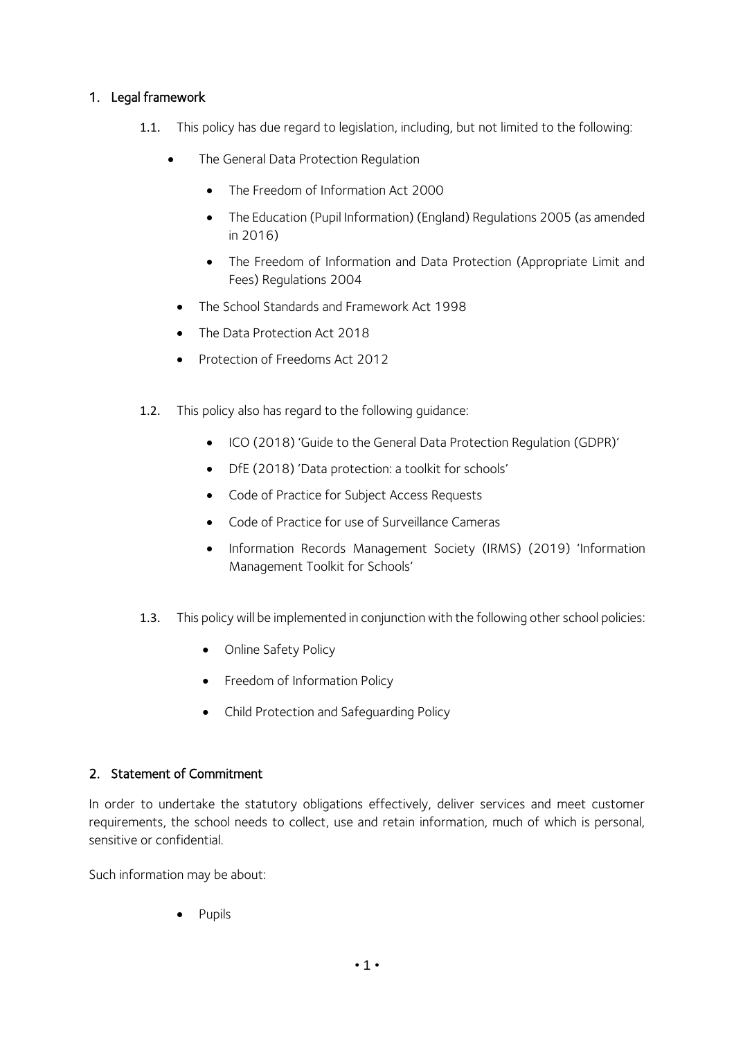## 1. Legal framework

1.1. This policy has due regard to legislation, including, but not limited to the following:

- The General Data Protection Regulation
  - The Freedom of Information Act 2000
  - The Education (Pupil Information) (England) Regulations 2005 (as amended in 2016)
  - The Freedom of Information and Data Protection (Appropriate Limit and Fees) Regulations 2004
- The School Standards and Framework Act 1998
- The Data Protection Act 2018
- Protection of Freedoms Act 2012

1.2. This policy also has regard to the following guidance:

- ICO (2018) 'Guide to the General Data Protection Regulation (GDPR)'
- DfE (2018) 'Data protection: a toolkit for schools'
- Code of Practice for Subject Access Requests
- Code of Practice for use of Surveillance Cameras
- Information Records Management Society (IRMS) (2019) 'Information Management Toolkit for Schools'

1.3. This policy will be implemented in conjunction with the following other school policies:

- Online Safety Policy
- Freedom of Information Policy
- Child Protection and Safeguarding Policy

## 2. Statement of Commitment

In order to undertake the statutory obligations effectively, deliver services and meet customer requirements, the school needs to collect, use and retain information, much of which is personal, sensitive or confidential.

Such information may be about:

- Pupils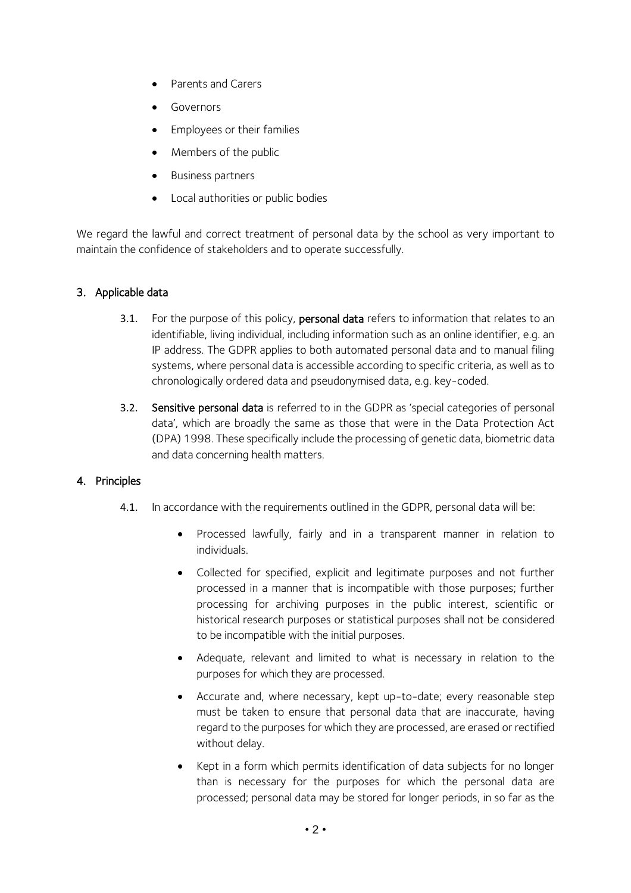- Parents and Carers
- Governors
- Employees or their families
- Members of the public
- Business partners
- Local authorities or public bodies

We regard the lawful and correct treatment of personal data by the school as very important to maintain the confidence of stakeholders and to operate successfully.

## 3. Applicable data

3.1. For the purpose of this policy, **personal data** refers to information that relates to an identifiable, living individual, including information such as an online identifier, e.g. an IP address. The GDPR applies to both automated personal data and to manual filing systems, where personal data is accessible according to specific criteria, as well as to chronologically ordered data and pseudonymised data, e.g. key-coded.

3.2. **Sensitive personal data** is referred to in the GDPR as 'special categories of personal data', which are broadly the same as those that were in the Data Protection Act (DPA) 1998. These specifically include the processing of genetic data, biometric data and data concerning health matters.

## 4. Principles

4.1. In accordance with the requirements outlined in the GDPR, personal data will be:

- Processed lawfully, fairly and in a transparent manner in relation to individuals.
- Collected for specified, explicit and legitimate purposes and not further processed in a manner that is incompatible with those purposes; further processing for archiving purposes in the public interest, scientific or historical research purposes or statistical purposes shall not be considered to be incompatible with the initial purposes.
- Adequate, relevant and limited to what is necessary in relation to the purposes for which they are processed.
- Accurate and, where necessary, kept up-to-date; every reasonable step must be taken to ensure that personal data that are inaccurate, having regard to the purposes for which they are processed, are erased or rectified without delay.
- Kept in a form which permits identification of data subjects for no longer than is necessary for the purposes for which the personal data are processed; personal data may be stored for longer periods, in so far as the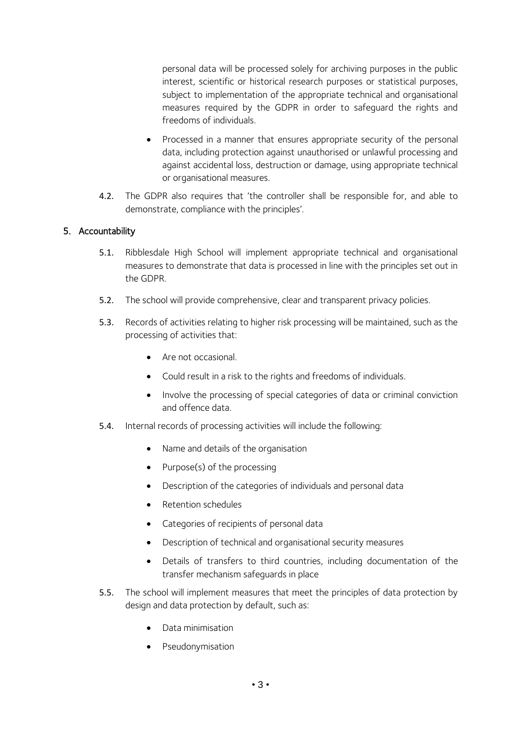personal data will be processed solely for archiving purposes in the public interest, scientific or historical research purposes or statistical purposes, subject to implementation of the appropriate technical and organisational measures required by the GDPR in order to safeguard the rights and freedoms of individuals.

- Processed in a manner that ensures appropriate security of the personal data, including protection against unauthorised or unlawful processing and against accidental loss, destruction or damage, using appropriate technical or organisational measures.

4.2. The GDPR also requires that 'the controller shall be responsible for, and able to demonstrate, compliance with the principles'.

## 5. Accountability

5.1. Ribblesdale High School will implement appropriate technical and organisational measures to demonstrate that data is processed in line with the principles set out in the GDPR.

5.2. The school will provide comprehensive, clear and transparent privacy policies.

5.3. Records of activities relating to higher risk processing will be maintained, such as the processing of activities that:

- Are not occasional.
- Could result in a risk to the rights and freedoms of individuals.
- Involve the processing of special categories of data or criminal conviction and offence data.

5.4. Internal records of processing activities will include the following:

- Name and details of the organisation
- Purpose(s) of the processing
- Description of the categories of individuals and personal data
- Retention schedules
- Categories of recipients of personal data
- Description of technical and organisational security measures
- Details of transfers to third countries, including documentation of the transfer mechanism safeguards in place

5.5. The school will implement measures that meet the principles of data protection by design and data protection by default, such as:

- Data minimisation
- Pseudonymisation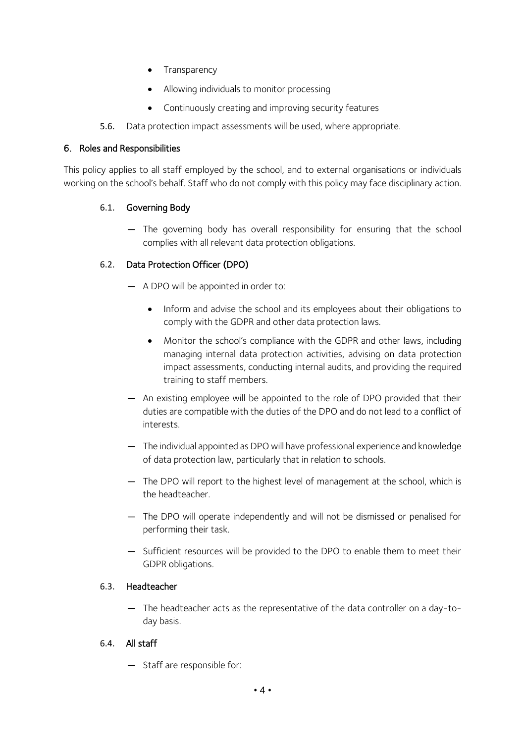- Transparency
- Allowing individuals to monitor processing
- Continuously creating and improving security features

**5.6.** Data protection impact assessments will be used, where appropriate.

## 6. Roles and Responsibilities

This policy applies to all staff employed by the school, and to external organisations or individuals working on the school's behalf. Staff who do not comply with this policy may face disciplinary action.

### 6.1. Governing Body

— The governing body has overall responsibility for ensuring that the school complies with all relevant data protection obligations.

### 6.2. Data Protection Officer (DPO)

— A DPO will be appointed in order to:

- Inform and advise the school and its employees about their obligations to comply with the GDPR and other data protection laws.
- Monitor the school's compliance with the GDPR and other laws, including managing internal data protection activities, advising on data protection impact assessments, conducting internal audits, and providing the required training to staff members.

— An existing employee will be appointed to the role of DPO provided that their duties are compatible with the duties of the DPO and do not lead to a conflict of interests.

— The individual appointed as DPO will have professional experience and knowledge of data protection law, particularly that in relation to schools.

— The DPO will report to the highest level of management at the school, which is the headteacher.

— The DPO will operate independently and will not be dismissed or penalised for performing their task.

— Sufficient resources will be provided to the DPO to enable them to meet their GDPR obligations.

### 6.3. Headteacher

— The headteacher acts as the representative of the data controller on a day-to-day basis.

### 6.4. All staff

— Staff are responsible for: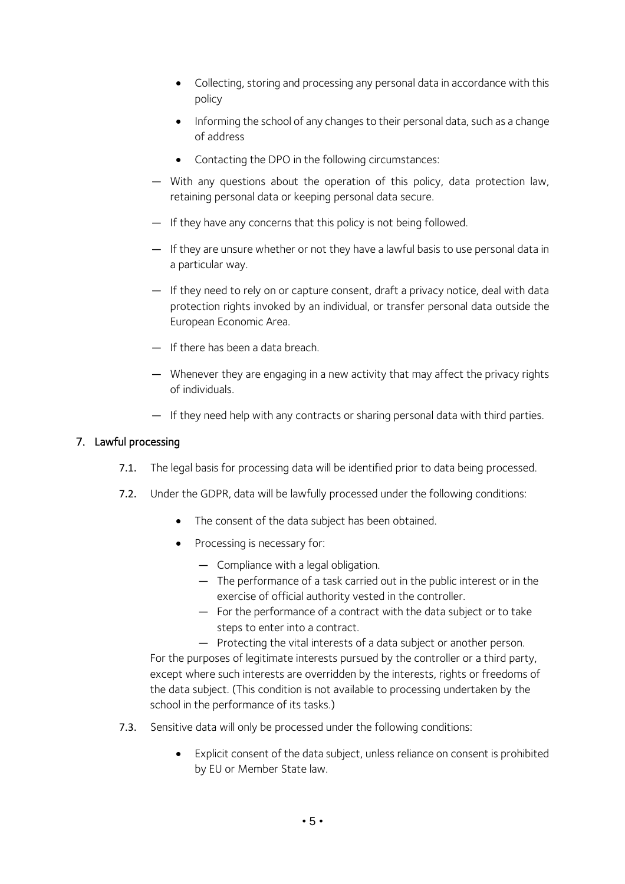- Collecting, storing and processing any personal data in accordance with this policy
- Informing the school of any changes to their personal data, such as a change of address
- Contacting the DPO in the following circumstances:

— With any questions about the operation of this policy, data protection law, retaining personal data or keeping personal data secure.

— If they have any concerns that this policy is not being followed.

— If they are unsure whether or not they have a lawful basis to use personal data in a particular way.

— If they need to rely on or capture consent, draft a privacy notice, deal with data protection rights invoked by an individual, or transfer personal data outside the European Economic Area.

— If there has been a data breach.

— Whenever they are engaging in a new activity that may affect the privacy rights of individuals.

— If they need help with any contracts or sharing personal data with third parties.

## 7. Lawful processing

**7.1.** The legal basis for processing data will be identified prior to data being processed.

**7.2.** Under the GDPR, data will be lawfully processed under the following conditions:

- The consent of the data subject has been obtained.
- Processing is necessary for:
  - — Compliance with a legal obligation.
  - — The performance of a task carried out in the public interest or in the exercise of official authority vested in the controller.
  - — For the performance of a contract with the data subject or to take steps to enter into a contract.
  - — Protecting the vital interests of a data subject or another person.

For the purposes of legitimate interests pursued by the controller or a third party, except where such interests are overridden by the interests, rights or freedoms of the data subject. (This condition is not available to processing undertaken by the school in the performance of its tasks.)

**7.3.** Sensitive data will only be processed under the following conditions:

- Explicit consent of the data subject, unless reliance on consent is prohibited by EU or Member State law.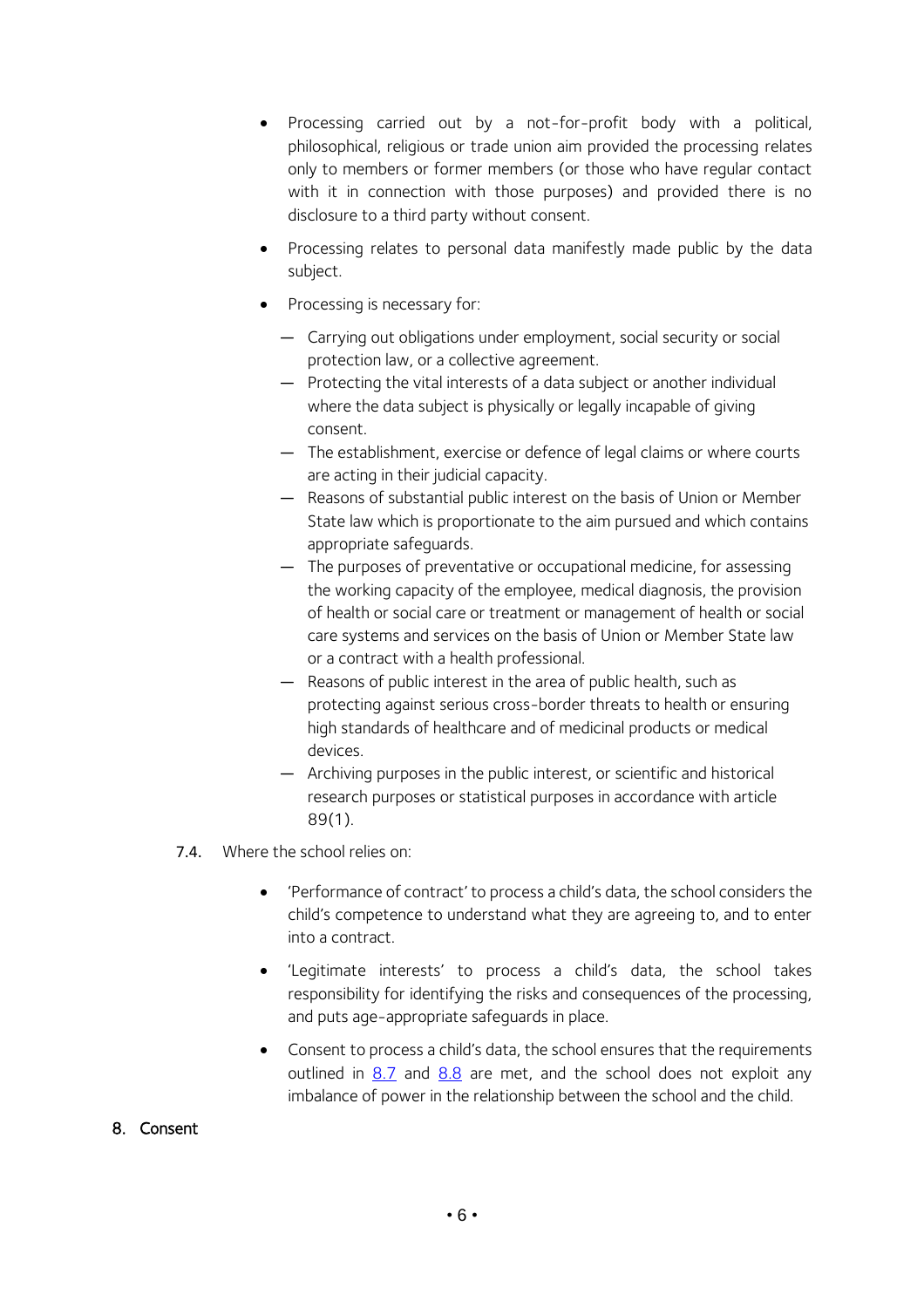- Processing carried out by a not-for-profit body with a political, philosophical, religious or trade union aim provided the processing relates only to members or former members (or those who have regular contact with it in connection with those purposes) and provided there is no disclosure to a third party without consent.
- Processing relates to personal data manifestly made public by the data subject.
- Processing is necessary for:
  - Carrying out obligations under employment, social security or social protection law, or a collective agreement.
  - Protecting the vital interests of a data subject or another individual where the data subject is physically or legally incapable of giving consent.
  - The establishment, exercise or defence of legal claims or where courts are acting in their judicial capacity.
  - Reasons of substantial public interest on the basis of Union or Member State law which is proportionate to the aim pursued and which contains appropriate safeguards.
  - The purposes of preventative or occupational medicine, for assessing the working capacity of the employee, medical diagnosis, the provision of health or social care or treatment or management of health or social care systems and services on the basis of Union or Member State law or a contract with a health professional.
  - Reasons of public interest in the area of public health, such as protecting against serious cross-border threats to health or ensuring high standards of healthcare and of medicinal products or medical devices.
  - Archiving purposes in the public interest, or scientific and historical research purposes or statistical purposes in accordance with article 89(1).

7.4. Where the school relies on:

- 'Performance of contract' to process a child's data, the school considers the child's competence to understand what they are agreeing to, and to enter into a contract.
- 'Legitimate interests' to process a child's data, the school takes responsibility for identifying the risks and consequences of the processing, and puts age-appropriate safeguards in place.
- Consent to process a child's data, the school ensures that the requirements outlined in 8.7 and 8.8 are met, and the school does not exploit any imbalance of power in the relationship between the school and the child.

## 8. Consent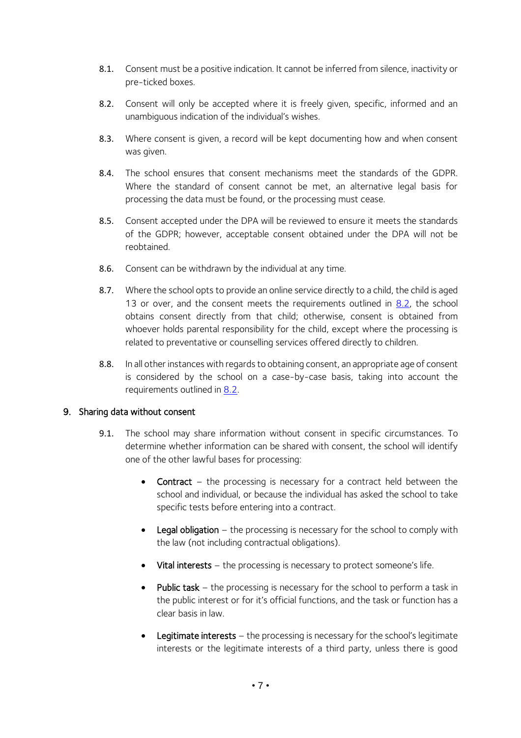8.1. Consent must be a positive indication. It cannot be inferred from silence, inactivity or pre-ticked boxes.

8.2. Consent will only be accepted where it is freely given, specific, informed and an unambiguous indication of the individual's wishes.

8.3. Where consent is given, a record will be kept documenting how and when consent was given.

8.4. The school ensures that consent mechanisms meet the standards of the GDPR. Where the standard of consent cannot be met, an alternative legal basis for processing the data must be found, or the processing must cease.

8.5. Consent accepted under the DPA will be reviewed to ensure it meets the standards of the GDPR; however, acceptable consent obtained under the DPA will not be reobtained.

8.6. Consent can be withdrawn by the individual at any time.

8.7. Where the school opts to provide an online service directly to a child, the child is aged 13 or over, and the consent meets the requirements outlined in 8.2, the school obtains consent directly from that child; otherwise, consent is obtained from whoever holds parental responsibility for the child, except where the processing is related to preventative or counselling services offered directly to children.

8.8. In all other instances with regards to obtaining consent, an appropriate age of consent is considered by the school on a case-by-case basis, taking into account the requirements outlined in 8.2.

## 9. Sharing data without consent

9.1. The school may share information without consent in specific circumstances. To determine whether information can be shared with consent, the school will identify one of the other lawful bases for processing:

- **Contract** – the processing is necessary for a contract held between the school and individual, or because the individual has asked the school to take specific tests before entering into a contract.
- **Legal obligation** – the processing is necessary for the school to comply with the law (not including contractual obligations).
- **Vital interests** – the processing is necessary to protect someone's life.
- **Public task** – the processing is necessary for the school to perform a task in the public interest or for it's official functions, and the task or function has a clear basis in law.
- **Legitimate interests** – the processing is necessary for the school's legitimate interests or the legitimate interests of a third party, unless there is good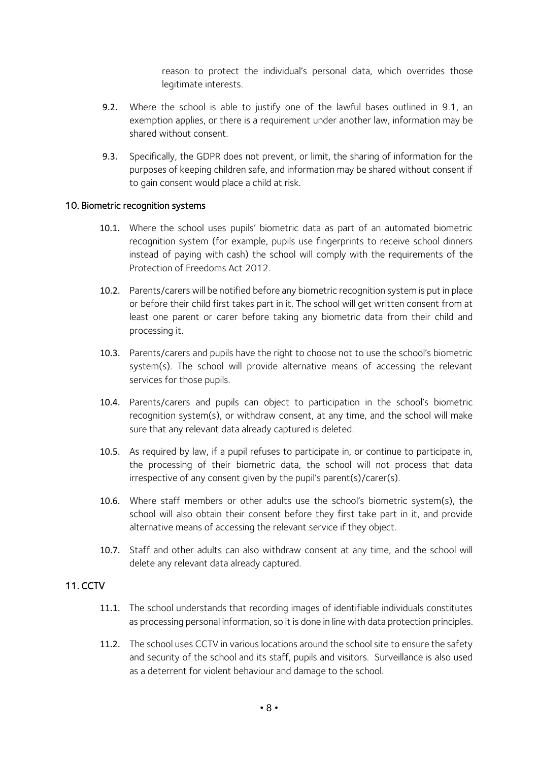reason to protect the individual's personal data, which overrides those legitimate interests.

9.2. Where the school is able to justify one of the lawful bases outlined in 9.1, an exemption applies, or there is a requirement under another law, information may be shared without consent.

9.3. Specifically, the GDPR does not prevent, or limit, the sharing of information for the purposes of keeping children safe, and information may be shared without consent if to gain consent would place a child at risk.

## 10. Biometric recognition systems

10.1. Where the school uses pupils' biometric data as part of an automated biometric recognition system (for example, pupils use fingerprints to receive school dinners instead of paying with cash) the school will comply with the requirements of the Protection of Freedoms Act 2012.

10.2. Parents/carers will be notified before any biometric recognition system is put in place or before their child first takes part in it. The school will get written consent from at least one parent or carer before taking any biometric data from their child and processing it.

10.3. Parents/carers and pupils have the right to choose not to use the school's biometric system(s). The school will provide alternative means of accessing the relevant services for those pupils.

10.4. Parents/carers and pupils can object to participation in the school's biometric recognition system(s), or withdraw consent, at any time, and the school will make sure that any relevant data already captured is deleted.

10.5. As required by law, if a pupil refuses to participate in, or continue to participate in, the processing of their biometric data, the school will not process that data irrespective of any consent given by the pupil's parent(s)/carer(s).

10.6. Where staff members or other adults use the school's biometric system(s), the school will also obtain their consent before they first take part in it, and provide alternative means of accessing the relevant service if they object.

10.7. Staff and other adults can also withdraw consent at any time, and the school will delete any relevant data already captured.

## 11. CCTV

11.1. The school understands that recording images of identifiable individuals constitutes as processing personal information, so it is done in line with data protection principles.

11.2. The school uses CCTV in various locations around the school site to ensure the safety and security of the school and its staff, pupils and visitors. Surveillance is also used as a deterrent for violent behaviour and damage to the school.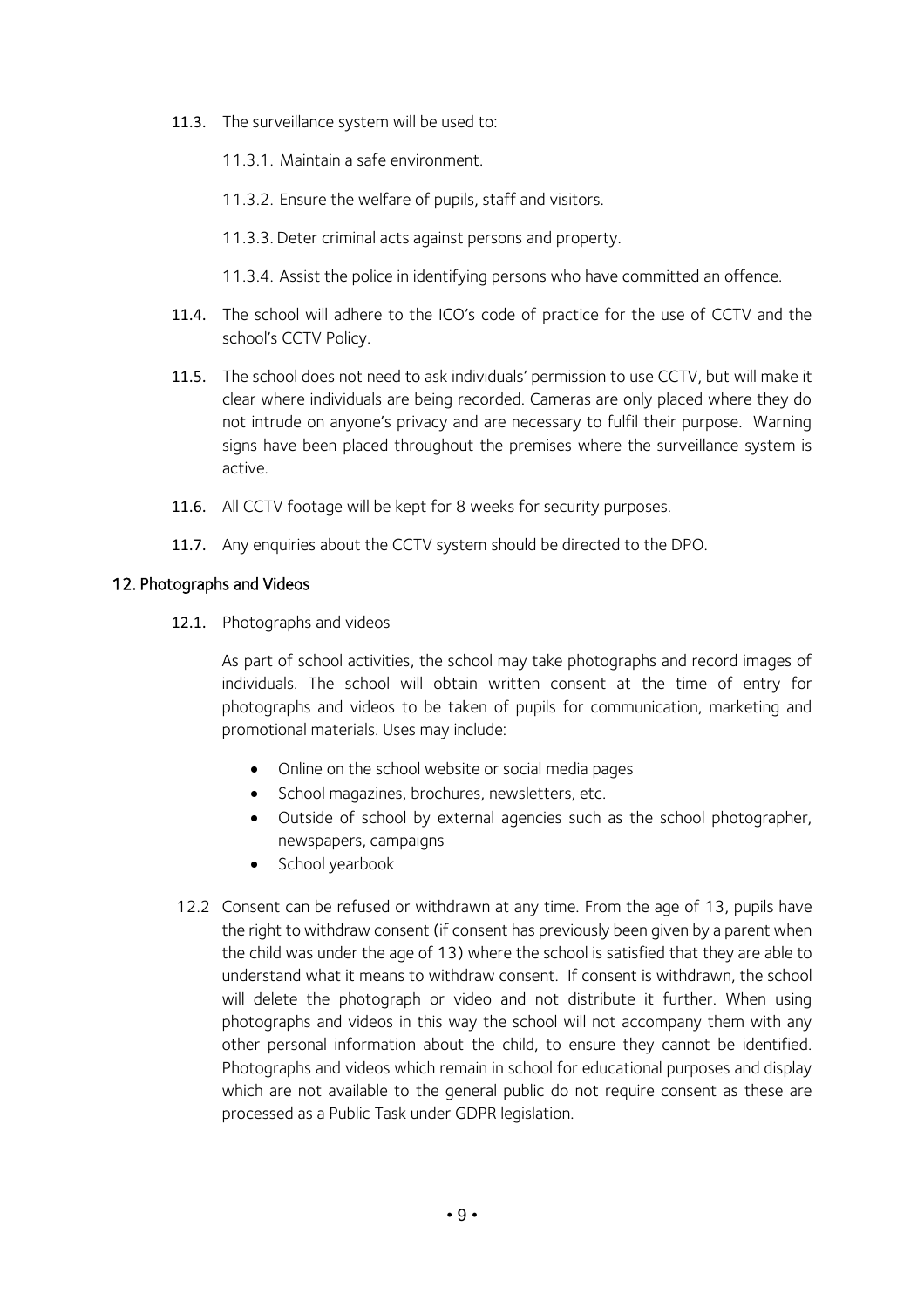11.3. The surveillance system will be used to:

11.3.1. Maintain a safe environment.

11.3.2. Ensure the welfare of pupils, staff and visitors.

11.3.3. Deter criminal acts against persons and property.

11.3.4. Assist the police in identifying persons who have committed an offence.

11.4. The school will adhere to the ICO's code of practice for the use of CCTV and the school's CCTV Policy.

11.5. The school does not need to ask individuals' permission to use CCTV, but will make it clear where individuals are being recorded. Cameras are only placed where they do not intrude on anyone's privacy and are necessary to fulfil their purpose. Warning signs have been placed throughout the premises where the surveillance system is active.

11.6. All CCTV footage will be kept for 8 weeks for security purposes.

11.7. Any enquiries about the CCTV system should be directed to the DPO.

## 12. Photographs and Videos

12.1. Photographs and videos

As part of school activities, the school may take photographs and record images of individuals. The school will obtain written consent at the time of entry for photographs and videos to be taken of pupils for communication, marketing and promotional materials. Uses may include:

- Online on the school website or social media pages
- School magazines, brochures, newsletters, etc.
- Outside of school by external agencies such as the school photographer, newspapers, campaigns
- School yearbook

12.2 Consent can be refused or withdrawn at any time. From the age of 13, pupils have the right to withdraw consent (if consent has previously been given by a parent when the child was under the age of 13) where the school is satisfied that they are able to understand what it means to withdraw consent. If consent is withdrawn, the school will delete the photograph or video and not distribute it further. When using photographs and videos in this way the school will not accompany them with any other personal information about the child, to ensure they cannot be identified. Photographs and videos which remain in school for educational purposes and display which are not available to the general public do not require consent as these are processed as a Public Task under GDPR legislation.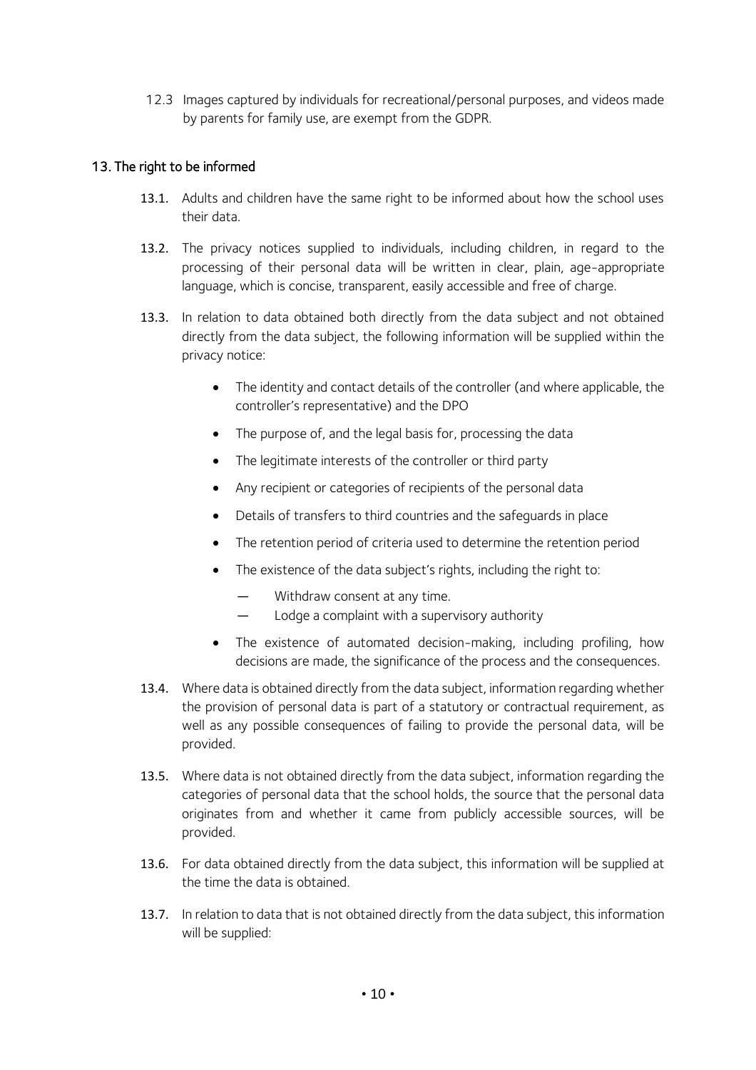12.3 Images captured by individuals for recreational/personal purposes, and videos made by parents for family use, are exempt from the GDPR.

## 13. The right to be informed

**13.1.** Adults and children have the same right to be informed about how the school uses their data.

**13.2.** The privacy notices supplied to individuals, including children, in regard to the processing of their personal data will be written in clear, plain, age-appropriate language, which is concise, transparent, easily accessible and free of charge.

**13.3.** In relation to data obtained both directly from the data subject and not obtained directly from the data subject, the following information will be supplied within the privacy notice:

- The identity and contact details of the controller (and where applicable, the controller's representative) and the DPO
- The purpose of, and the legal basis for, processing the data
- The legitimate interests of the controller or third party
- Any recipient or categories of recipients of the personal data
- Details of transfers to third countries and the safeguards in place
- The retention period of criteria used to determine the retention period
- The existence of the data subject's rights, including the right to:
  - Withdraw consent at any time.
  - Lodge a complaint with a supervisory authority
- The existence of automated decision-making, including profiling, how decisions are made, the significance of the process and the consequences.

**13.4.** Where data is obtained directly from the data subject, information regarding whether the provision of personal data is part of a statutory or contractual requirement, as well as any possible consequences of failing to provide the personal data, will be provided.

**13.5.** Where data is not obtained directly from the data subject, information regarding the categories of personal data that the school holds, the source that the personal data originates from and whether it came from publicly accessible sources, will be provided.

**13.6.** For data obtained directly from the data subject, this information will be supplied at the time the data is obtained.

**13.7.** In relation to data that is not obtained directly from the data subject, this information will be supplied: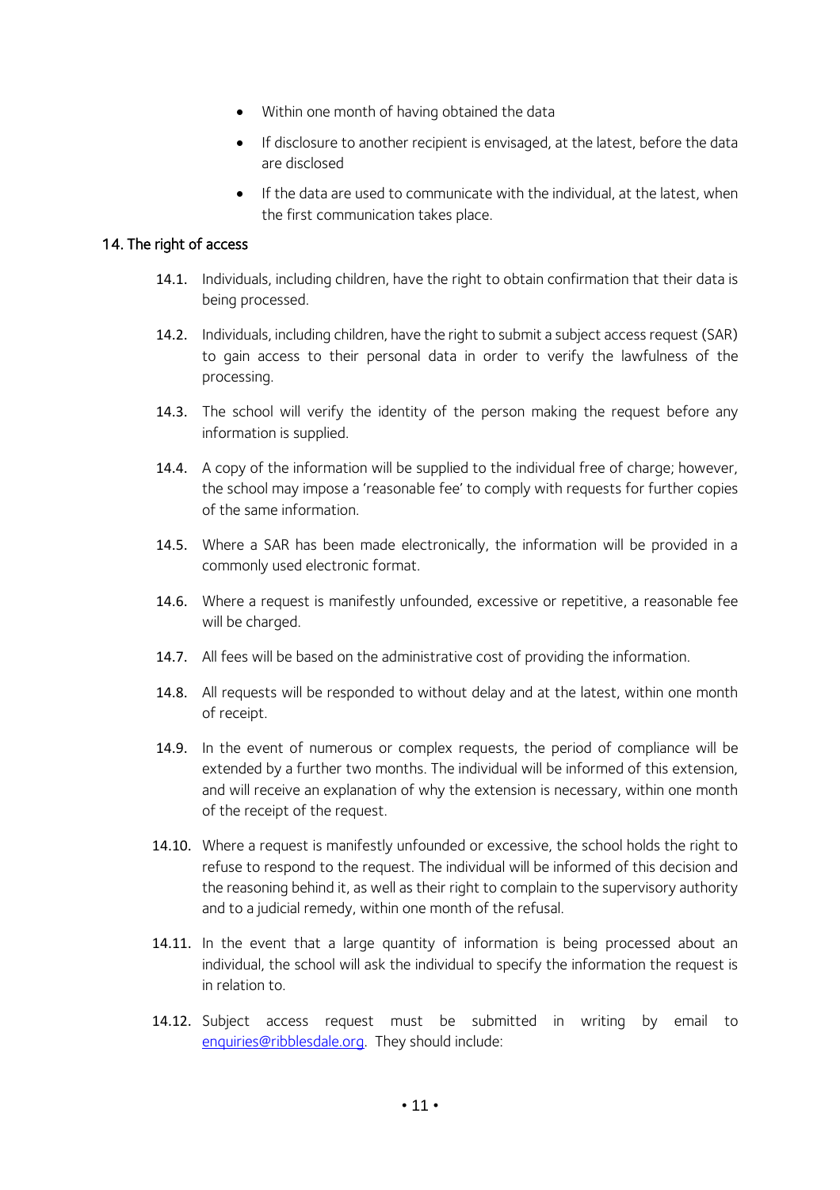- Within one month of having obtained the data
- If disclosure to another recipient is envisaged, at the latest, before the data are disclosed
- If the data are used to communicate with the individual, at the latest, when the first communication takes place.

## 14. The right of access

14.1. Individuals, including children, have the right to obtain confirmation that their data is being processed.

14.2. Individuals, including children, have the right to submit a subject access request (SAR) to gain access to their personal data in order to verify the lawfulness of the processing.

14.3. The school will verify the identity of the person making the request before any information is supplied.

14.4. A copy of the information will be supplied to the individual free of charge; however, the school may impose a 'reasonable fee' to comply with requests for further copies of the same information.

14.5. Where a SAR has been made electronically, the information will be provided in a commonly used electronic format.

14.6. Where a request is manifestly unfounded, excessive or repetitive, a reasonable fee will be charged.

14.7. All fees will be based on the administrative cost of providing the information.

14.8. All requests will be responded to without delay and at the latest, within one month of receipt.

14.9. In the event of numerous or complex requests, the period of compliance will be extended by a further two months. The individual will be informed of this extension, and will receive an explanation of why the extension is necessary, within one month of the receipt of the request.

14.10. Where a request is manifestly unfounded or excessive, the school holds the right to refuse to respond to the request. The individual will be informed of this decision and the reasoning behind it, as well as their right to complain to the supervisory authority and to a judicial remedy, within one month of the refusal.

14.11. In the event that a large quantity of information is being processed about an individual, the school will ask the individual to specify the information the request is in relation to.

14.12. Subject access request must be submitted in writing by email to [enquiries@ribblesdale.org](mailto:enquiries@ribblesdale.org). They should include: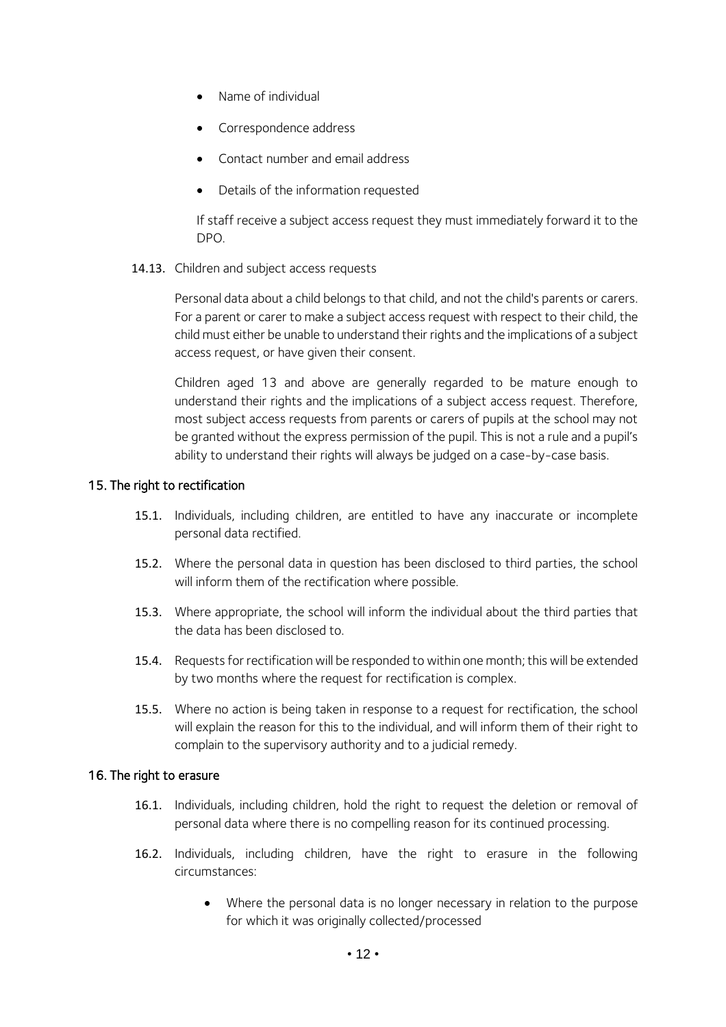- Name of individual
- Correspondence address
- Contact number and email address
- Details of the information requested

If staff receive a subject access request they must immediately forward it to the DPO.

14.13. Children and subject access requests

Personal data about a child belongs to that child, and not the child's parents or carers. For a parent or carer to make a subject access request with respect to their child, the child must either be unable to understand their rights and the implications of a subject access request, or have given their consent.

Children aged 13 and above are generally regarded to be mature enough to understand their rights and the implications of a subject access request. Therefore, most subject access requests from parents or carers of pupils at the school may not be granted without the express permission of the pupil. This is not a rule and a pupil's ability to understand their rights will always be judged on a case-by-case basis.

## 15. The right to rectification

15.1. Individuals, including children, are entitled to have any inaccurate or incomplete personal data rectified.

15.2. Where the personal data in question has been disclosed to third parties, the school will inform them of the rectification where possible.

15.3. Where appropriate, the school will inform the individual about the third parties that the data has been disclosed to.

15.4. Requests for rectification will be responded to within one month; this will be extended by two months where the request for rectification is complex.

15.5. Where no action is being taken in response to a request for rectification, the school will explain the reason for this to the individual, and will inform them of their right to complain to the supervisory authority and to a judicial remedy.

## 16. The right to erasure

16.1. Individuals, including children, hold the right to request the deletion or removal of personal data where there is no compelling reason for its continued processing.

16.2. Individuals, including children, have the right to erasure in the following circumstances:

- Where the personal data is no longer necessary in relation to the purpose for which it was originally collected/processed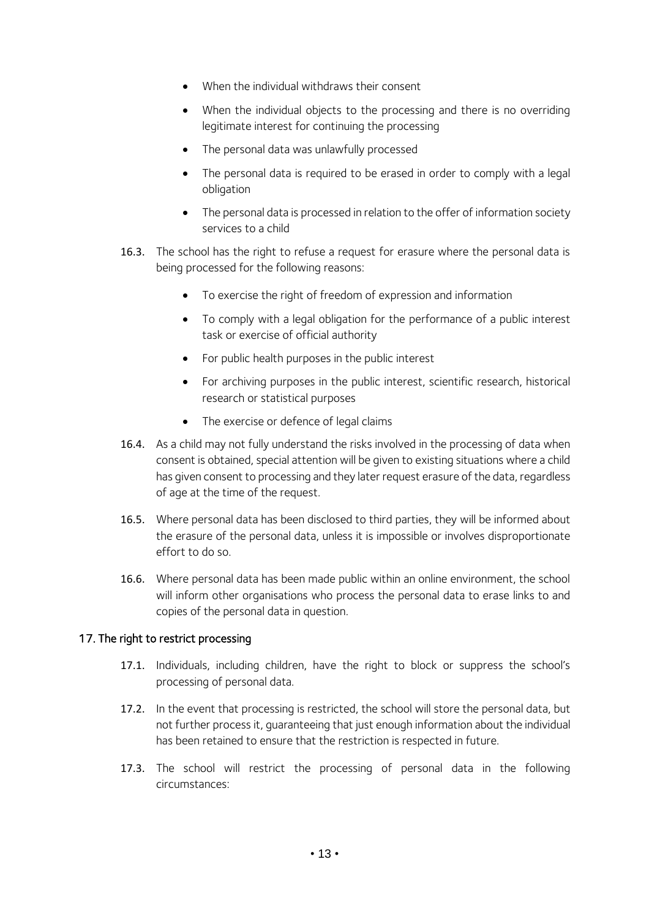- When the individual withdraws their consent
- When the individual objects to the processing and there is no overriding legitimate interest for continuing the processing
- The personal data was unlawfully processed
- The personal data is required to be erased in order to comply with a legal obligation
- The personal data is processed in relation to the offer of information society services to a child

16.3. The school has the right to refuse a request for erasure where the personal data is being processed for the following reasons:

- To exercise the right of freedom of expression and information
- To comply with a legal obligation for the performance of a public interest task or exercise of official authority
- For public health purposes in the public interest
- For archiving purposes in the public interest, scientific research, historical research or statistical purposes
- The exercise or defence of legal claims

16.4. As a child may not fully understand the risks involved in the processing of data when consent is obtained, special attention will be given to existing situations where a child has given consent to processing and they later request erasure of the data, regardless of age at the time of the request.

16.5. Where personal data has been disclosed to third parties, they will be informed about the erasure of the personal data, unless it is impossible or involves disproportionate effort to do so.

16.6. Where personal data has been made public within an online environment, the school will inform other organisations who process the personal data to erase links to and copies of the personal data in question.

## 17. The right to restrict processing

17.1. Individuals, including children, have the right to block or suppress the school's processing of personal data.

17.2. In the event that processing is restricted, the school will store the personal data, but not further process it, guaranteeing that just enough information about the individual has been retained to ensure that the restriction is respected in future.

17.3. The school will restrict the processing of personal data in the following circumstances: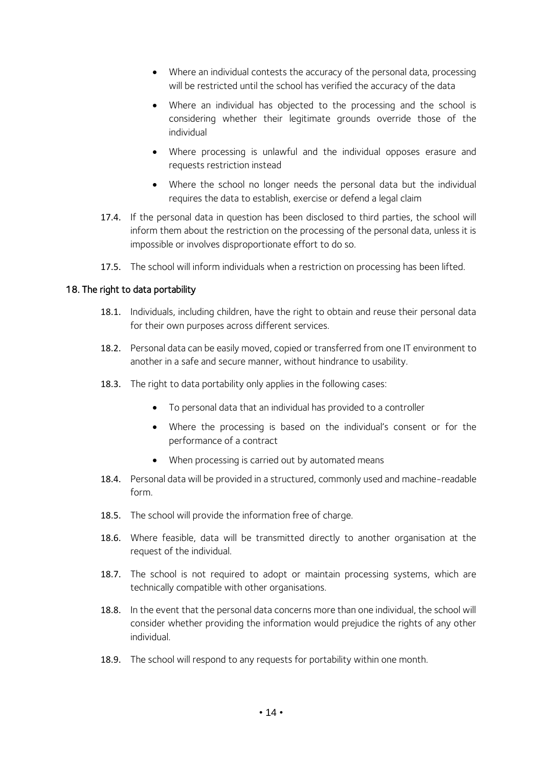- Where an individual contests the accuracy of the personal data, processing will be restricted until the school has verified the accuracy of the data
- Where an individual has objected to the processing and the school is considering whether their legitimate grounds override those of the individual
- Where processing is unlawful and the individual opposes erasure and requests restriction instead
- Where the school no longer needs the personal data but the individual requires the data to establish, exercise or defend a legal claim

17.4. If the personal data in question has been disclosed to third parties, the school will inform them about the restriction on the processing of the personal data, unless it is impossible or involves disproportionate effort to do so.

17.5. The school will inform individuals when a restriction on processing has been lifted.

## 18. The right to data portability

18.1. Individuals, including children, have the right to obtain and reuse their personal data for their own purposes across different services.

18.2. Personal data can be easily moved, copied or transferred from one IT environment to another in a safe and secure manner, without hindrance to usability.

18.3. The right to data portability only applies in the following cases:

- To personal data that an individual has provided to a controller
- Where the processing is based on the individual's consent or for the performance of a contract
- When processing is carried out by automated means

18.4. Personal data will be provided in a structured, commonly used and machine-readable form.

18.5. The school will provide the information free of charge.

18.6. Where feasible, data will be transmitted directly to another organisation at the request of the individual.

18.7. The school is not required to adopt or maintain processing systems, which are technically compatible with other organisations.

18.8. In the event that the personal data concerns more than one individual, the school will consider whether providing the information would prejudice the rights of any other individual.

18.9. The school will respond to any requests for portability within one month.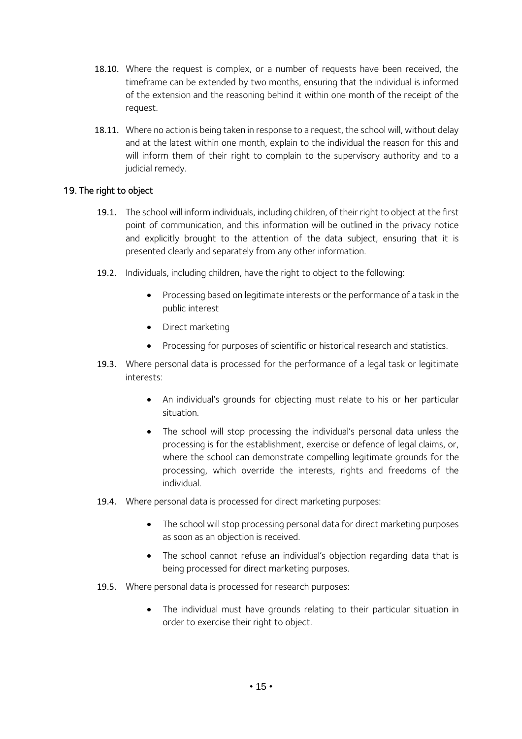18.10. Where the request is complex, or a number of requests have been received, the timeframe can be extended by two months, ensuring that the individual is informed of the extension and the reasoning behind it within one month of the receipt of the request.

18.11. Where no action is being taken in response to a request, the school will, without delay and at the latest within one month, explain to the individual the reason for this and will inform them of their right to complain to the supervisory authority and to a judicial remedy.

## 19. The right to object

19.1. The school will inform individuals, including children, of their right to object at the first point of communication, and this information will be outlined in the privacy notice and explicitly brought to the attention of the data subject, ensuring that it is presented clearly and separately from any other information.

19.2. Individuals, including children, have the right to object to the following:

- Processing based on legitimate interests or the performance of a task in the public interest
- Direct marketing
- Processing for purposes of scientific or historical research and statistics.

19.3. Where personal data is processed for the performance of a legal task or legitimate interests:

- An individual's grounds for objecting must relate to his or her particular situation.
- The school will stop processing the individual's personal data unless the processing is for the establishment, exercise or defence of legal claims, or, where the school can demonstrate compelling legitimate grounds for the processing, which override the interests, rights and freedoms of the individual.

19.4. Where personal data is processed for direct marketing purposes:

- The school will stop processing personal data for direct marketing purposes as soon as an objection is received.
- The school cannot refuse an individual's objection regarding data that is being processed for direct marketing purposes.

19.5. Where personal data is processed for research purposes:

- The individual must have grounds relating to their particular situation in order to exercise their right to object.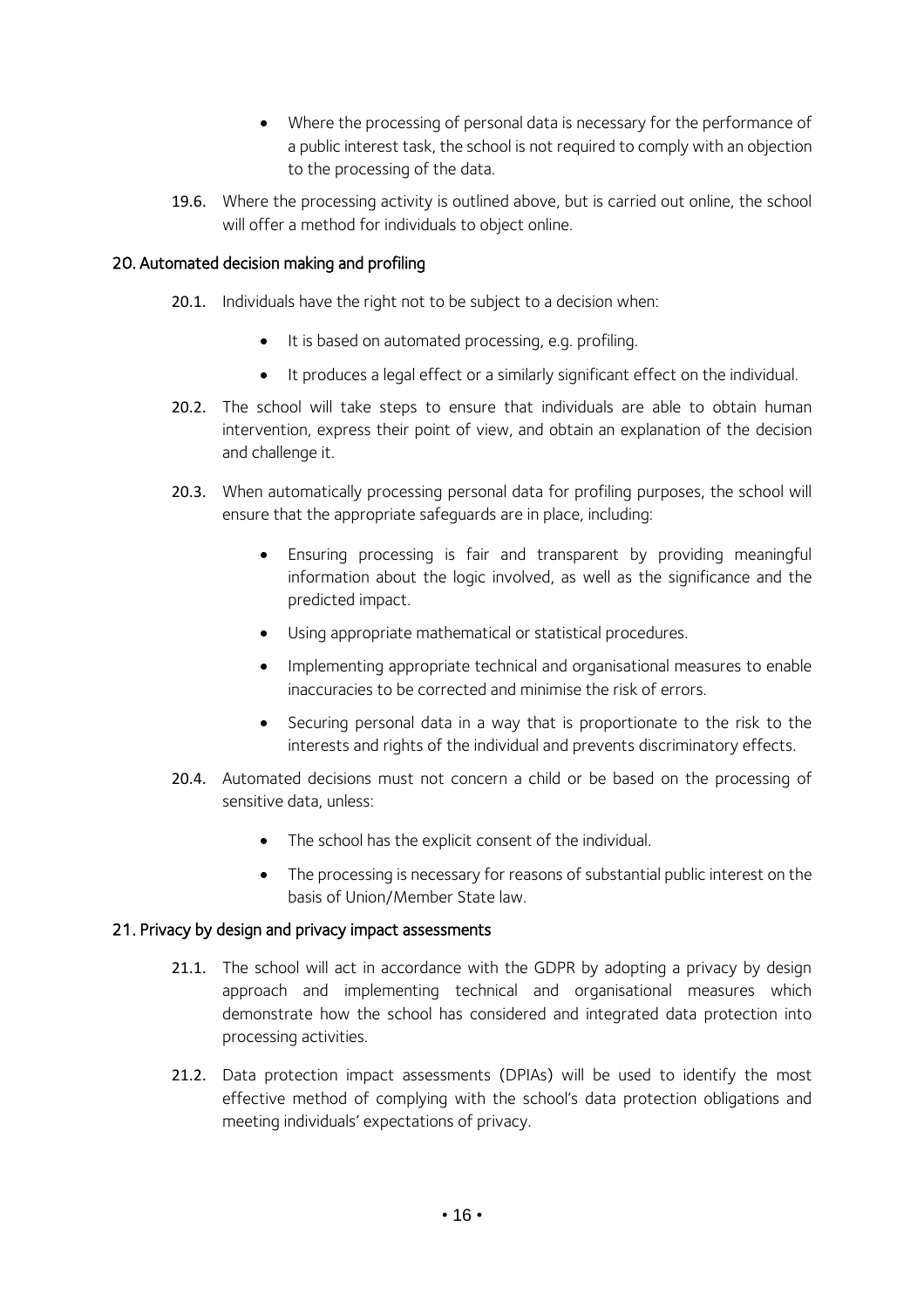- Where the processing of personal data is necessary for the performance of a public interest task, the school is not required to comply with an objection to the processing of the data.

19.6. Where the processing activity is outlined above, but is carried out online, the school will offer a method for individuals to object online.

## 20. Automated decision making and profiling

20.1. Individuals have the right not to be subject to a decision when:

- It is based on automated processing, e.g. profiling.
- It produces a legal effect or a similarly significant effect on the individual.

20.2. The school will take steps to ensure that individuals are able to obtain human intervention, express their point of view, and obtain an explanation of the decision and challenge it.

20.3. When automatically processing personal data for profiling purposes, the school will ensure that the appropriate safeguards are in place, including:

- Ensuring processing is fair and transparent by providing meaningful information about the logic involved, as well as the significance and the predicted impact.
- Using appropriate mathematical or statistical procedures.
- Implementing appropriate technical and organisational measures to enable inaccuracies to be corrected and minimise the risk of errors.
- Securing personal data in a way that is proportionate to the risk to the interests and rights of the individual and prevents discriminatory effects.

20.4. Automated decisions must not concern a child or be based on the processing of sensitive data, unless:

- The school has the explicit consent of the individual.
- The processing is necessary for reasons of substantial public interest on the basis of Union/Member State law.

## 21. Privacy by design and privacy impact assessments

21.1. The school will act in accordance with the GDPR by adopting a privacy by design approach and implementing technical and organisational measures which demonstrate how the school has considered and integrated data protection into processing activities.

21.2. Data protection impact assessments (DPIAs) will be used to identify the most effective method of complying with the school's data protection obligations and meeting individuals' expectations of privacy.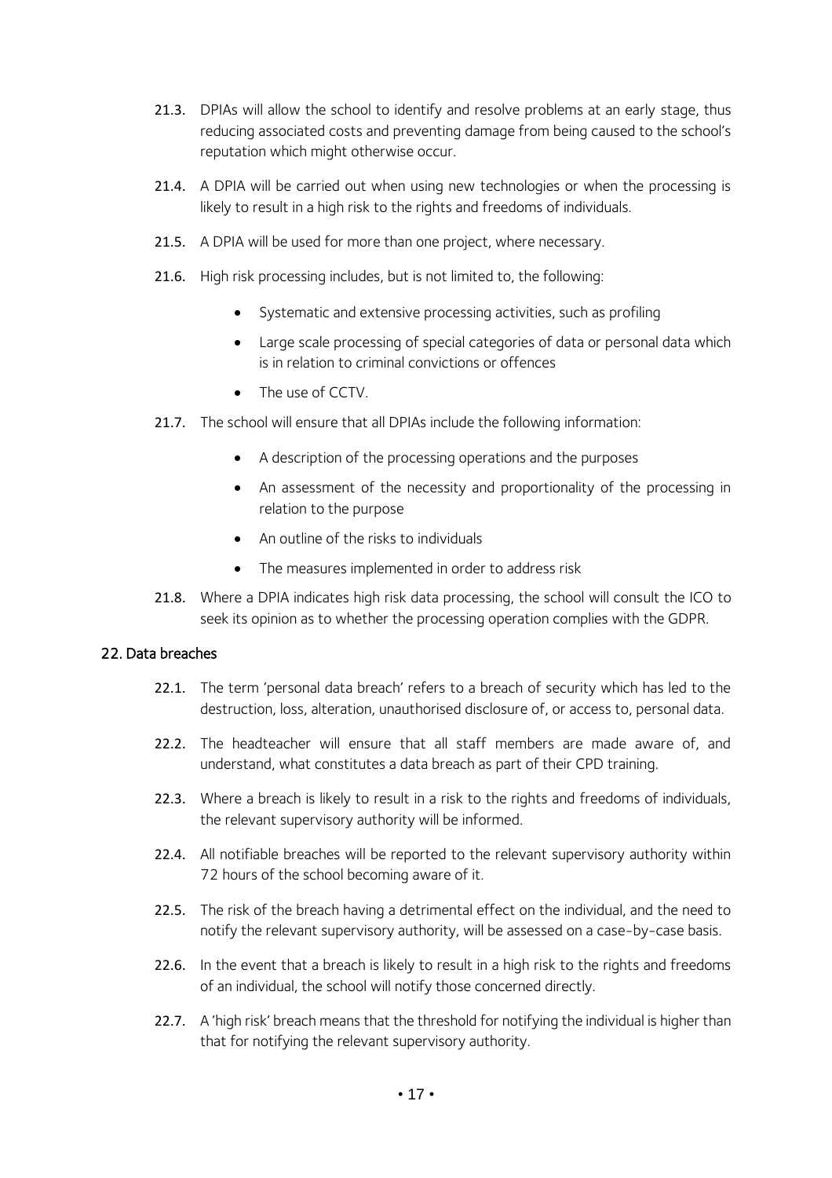21.3. DPIAs will allow the school to identify and resolve problems at an early stage, thus reducing associated costs and preventing damage from being caused to the school's reputation which might otherwise occur.

21.4. A DPIA will be carried out when using new technologies or when the processing is likely to result in a high risk to the rights and freedoms of individuals.

21.5. A DPIA will be used for more than one project, where necessary.

21.6. High risk processing includes, but is not limited to, the following:

- Systematic and extensive processing activities, such as profiling
- Large scale processing of special categories of data or personal data which is in relation to criminal convictions or offences
- The use of CCTV.

21.7. The school will ensure that all DPIAs include the following information:

- A description of the processing operations and the purposes
- An assessment of the necessity and proportionality of the processing in relation to the purpose
- An outline of the risks to individuals
- The measures implemented in order to address risk

21.8. Where a DPIA indicates high risk data processing, the school will consult the ICO to seek its opinion as to whether the processing operation complies with the GDPR.

## 22. Data breaches

22.1. The term 'personal data breach' refers to a breach of security which has led to the destruction, loss, alteration, unauthorised disclosure of, or access to, personal data.

22.2. The headteacher will ensure that all staff members are made aware of, and understand, what constitutes a data breach as part of their CPD training.

22.3. Where a breach is likely to result in a risk to the rights and freedoms of individuals, the relevant supervisory authority will be informed.

22.4. All notifiable breaches will be reported to the relevant supervisory authority within 72 hours of the school becoming aware of it.

22.5. The risk of the breach having a detrimental effect on the individual, and the need to notify the relevant supervisory authority, will be assessed on a case-by-case basis.

22.6. In the event that a breach is likely to result in a high risk to the rights and freedoms of an individual, the school will notify those concerned directly.

22.7. A 'high risk' breach means that the threshold for notifying the individual is higher than that for notifying the relevant supervisory authority.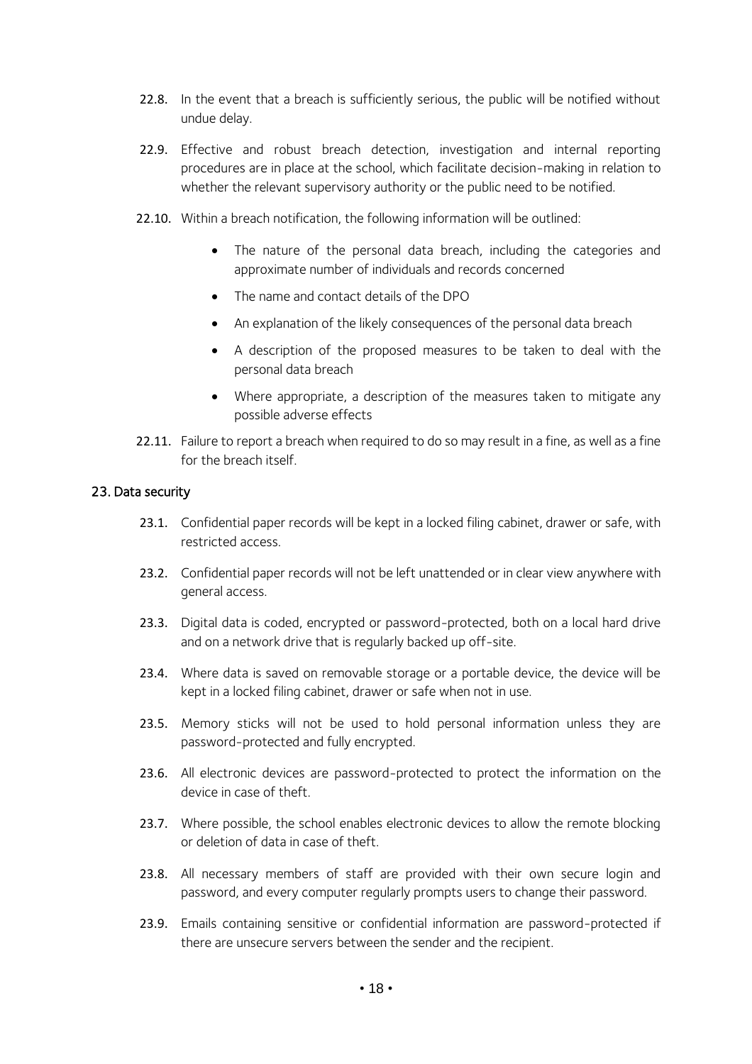22.8. In the event that a breach is sufficiently serious, the public will be notified without undue delay.

22.9. Effective and robust breach detection, investigation and internal reporting procedures are in place at the school, which facilitate decision-making in relation to whether the relevant supervisory authority or the public need to be notified.

22.10. Within a breach notification, the following information will be outlined:

- The nature of the personal data breach, including the categories and approximate number of individuals and records concerned
- The name and contact details of the DPO
- An explanation of the likely consequences of the personal data breach
- A description of the proposed measures to be taken to deal with the personal data breach
- Where appropriate, a description of the measures taken to mitigate any possible adverse effects

22.11. Failure to report a breach when required to do so may result in a fine, as well as a fine for the breach itself.

## 23. Data security

23.1. Confidential paper records will be kept in a locked filing cabinet, drawer or safe, with restricted access.

23.2. Confidential paper records will not be left unattended or in clear view anywhere with general access.

23.3. Digital data is coded, encrypted or password-protected, both on a local hard drive and on a network drive that is regularly backed up off-site.

23.4. Where data is saved on removable storage or a portable device, the device will be kept in a locked filing cabinet, drawer or safe when not in use.

23.5. Memory sticks will not be used to hold personal information unless they are password-protected and fully encrypted.

23.6. All electronic devices are password-protected to protect the information on the device in case of theft.

23.7. Where possible, the school enables electronic devices to allow the remote blocking or deletion of data in case of theft.

23.8. All necessary members of staff are provided with their own secure login and password, and every computer regularly prompts users to change their password.

23.9. Emails containing sensitive or confidential information are password-protected if there are unsecure servers between the sender and the recipient.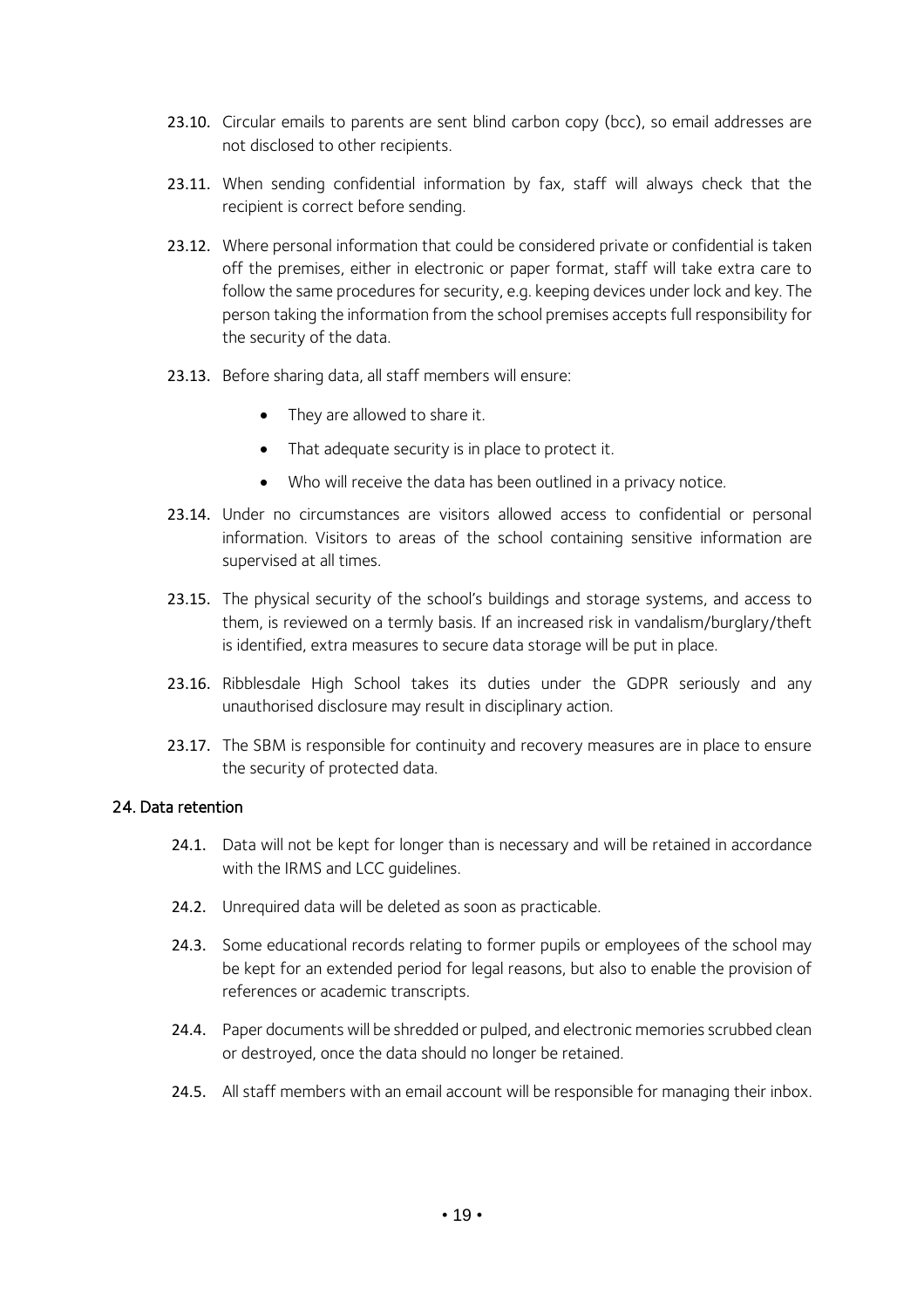23.10. Circular emails to parents are sent blind carbon copy (bcc), so email addresses are not disclosed to other recipients.

23.11. When sending confidential information by fax, staff will always check that the recipient is correct before sending.

23.12. Where personal information that could be considered private or confidential is taken off the premises, either in electronic or paper format, staff will take extra care to follow the same procedures for security, e.g. keeping devices under lock and key. The person taking the information from the school premises accepts full responsibility for the security of the data.

23.13. Before sharing data, all staff members will ensure:

- They are allowed to share it.
- That adequate security is in place to protect it.
- Who will receive the data has been outlined in a privacy notice.

23.14. Under no circumstances are visitors allowed access to confidential or personal information. Visitors to areas of the school containing sensitive information are supervised at all times.

23.15. The physical security of the school's buildings and storage systems, and access to them, is reviewed on a termly basis. If an increased risk in vandalism/burglary/theft is identified, extra measures to secure data storage will be put in place.

23.16. Ribblesdale High School takes its duties under the GDPR seriously and any unauthorised disclosure may result in disciplinary action.

23.17. The SBM is responsible for continuity and recovery measures are in place to ensure the security of protected data.

## 24. Data retention

24.1. Data will not be kept for longer than is necessary and will be retained in accordance with the IRMS and LCC guidelines.

24.2. Unrequired data will be deleted as soon as practicable.

24.3. Some educational records relating to former pupils or employees of the school may be kept for an extended period for legal reasons, but also to enable the provision of references or academic transcripts.

24.4. Paper documents will be shredded or pulped, and electronic memories scrubbed clean or destroyed, once the data should no longer be retained.

24.5. All staff members with an email account will be responsible for managing their inbox.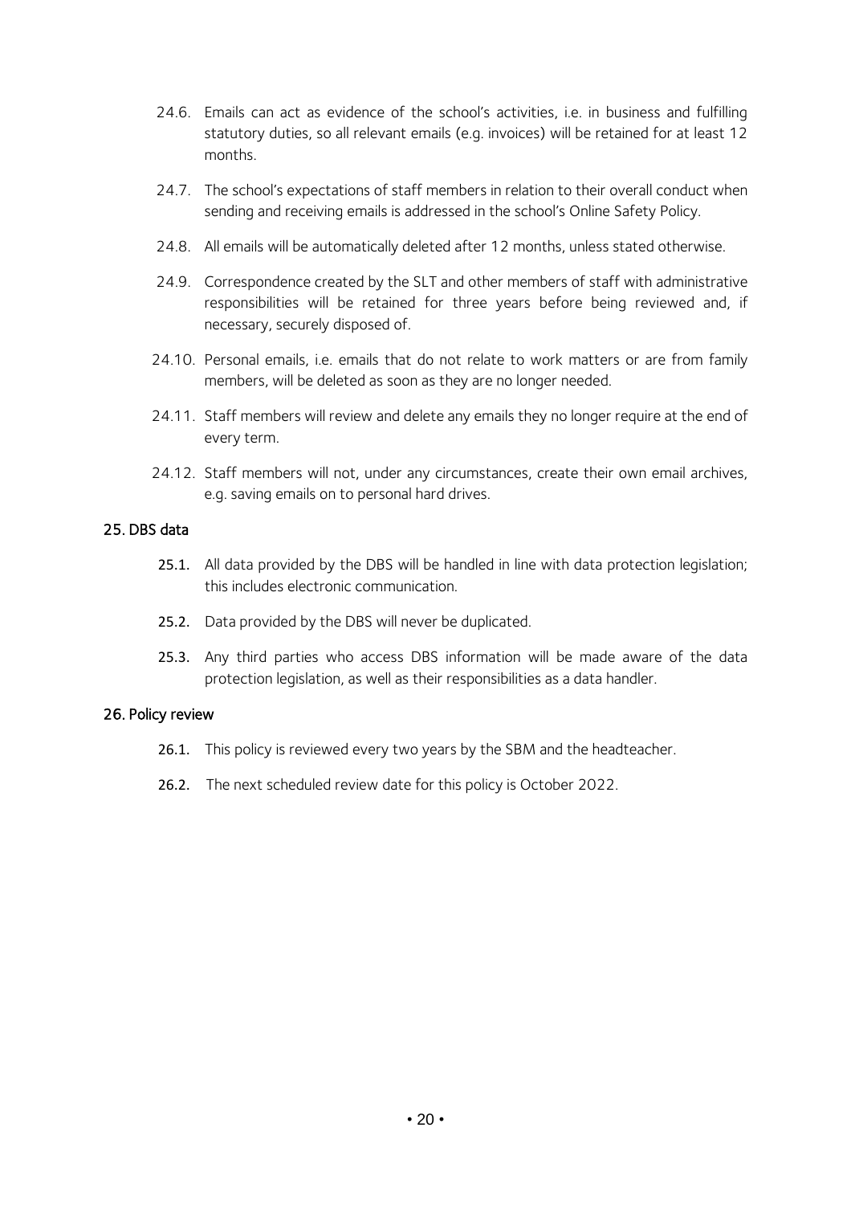24.6. Emails can act as evidence of the school's activities, i.e. in business and fulfilling statutory duties, so all relevant emails (e.g. invoices) will be retained for at least 12 months.

24.7. The school's expectations of staff members in relation to their overall conduct when sending and receiving emails is addressed in the school's Online Safety Policy.

24.8. All emails will be automatically deleted after 12 months, unless stated otherwise.

24.9. Correspondence created by the SLT and other members of staff with administrative responsibilities will be retained for three years before being reviewed and, if necessary, securely disposed of.

24.10. Personal emails, i.e. emails that do not relate to work matters or are from family members, will be deleted as soon as they are no longer needed.

24.11. Staff members will review and delete any emails they no longer require at the end of every term.

24.12. Staff members will not, under any circumstances, create their own email archives, e.g. saving emails on to personal hard drives.

## 25. DBS data

25.1. All data provided by the DBS will be handled in line with data protection legislation; this includes electronic communication.

25.2. Data provided by the DBS will never be duplicated.

25.3. Any third parties who access DBS information will be made aware of the data protection legislation, as well as their responsibilities as a data handler.

## 26. Policy review

26.1. This policy is reviewed every two years by the SBM and the headteacher.

26.2. The next scheduled review date for this policy is October 2022.